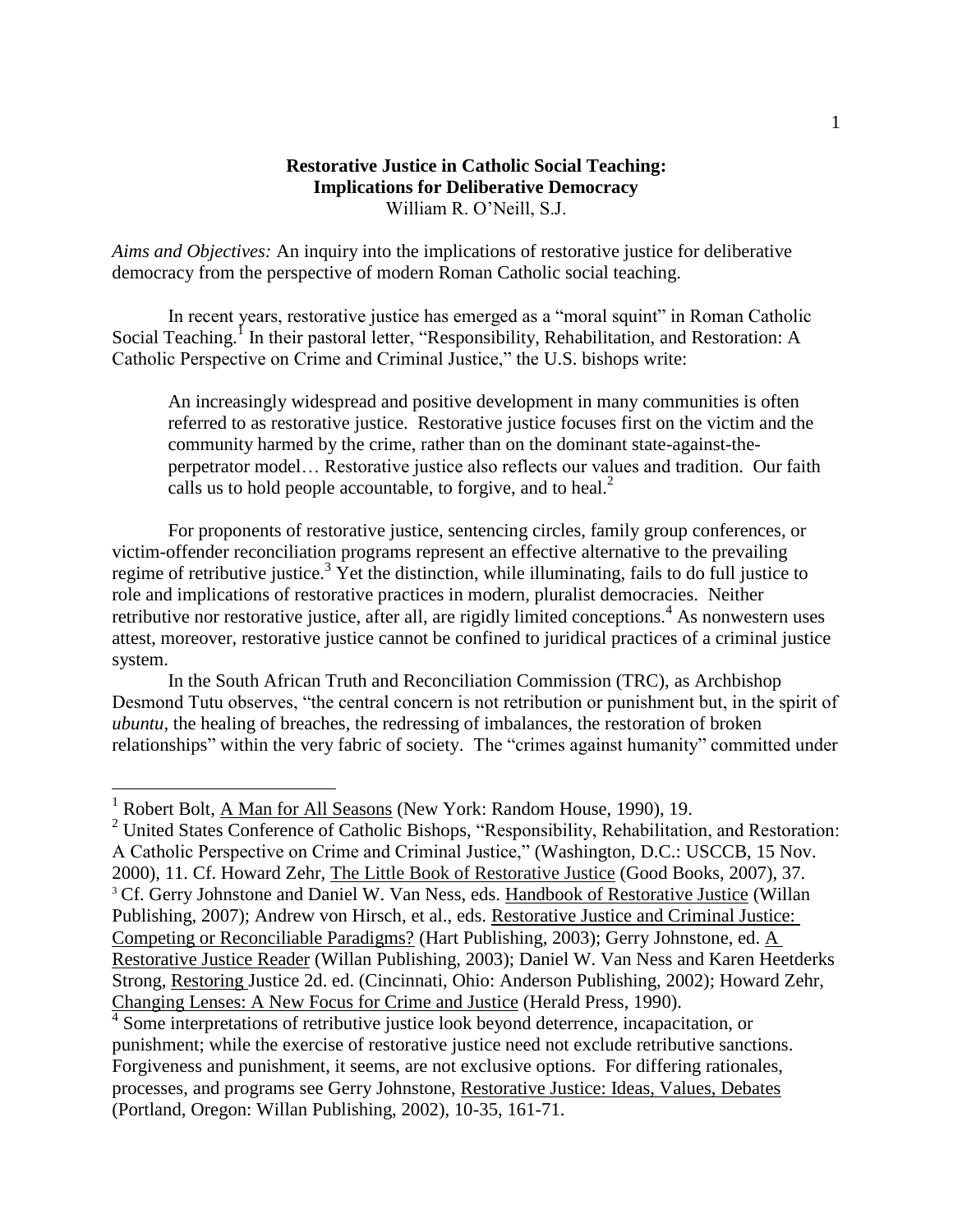**Restorative Justice in Catholic Social Teaching:**
**Implications for Deliberative Democracy**
William R. O'Neill, S.J.

*Aims and Objectives:* An inquiry into the implications of restorative justice for deliberative democracy from the perspective of modern Roman Catholic social teaching.

In recent years, restorative justice has emerged as a "moral squint" in Roman Catholic Social Teaching.[1] In their pastoral letter, "Responsibility, Rehabilitation, and Restoration: A Catholic Perspective on Crime and Criminal Justice," the U.S. bishops write:

> An increasingly widespread and positive development in many communities is often referred to as restorative justice. Restorative justice focuses first on the victim and the community harmed by the crime, rather than on the dominant state-against-the-perpetrator model… Restorative justice also reflects our values and tradition. Our faith calls us to hold people accountable, to forgive, and to heal.[2]

For proponents of restorative justice, sentencing circles, family group conferences, or victim-offender reconciliation programs represent an effective alternative to the prevailing regime of retributive justice.[3] Yet the distinction, while illuminating, fails to do full justice to role and implications of restorative practices in modern, pluralist democracies. Neither retributive nor restorative justice, after all, are rigidly limited conceptions.[4] As nonwestern uses attest, moreover, restorative justice cannot be confined to juridical practices of a criminal justice system.

In the South African Truth and Reconciliation Commission (TRC), as Archbishop Desmond Tutu observes, "the central concern is not retribution or punishment but, in the spirit of *ubuntu*, the healing of breaches, the redressing of imbalances, the restoration of broken relationships" within the very fabric of society. The "crimes against humanity" committed under

---

[1] Robert Bolt, A Man for All Seasons (New York: Random House, 1990), 19.

[2] United States Conference of Catholic Bishops, "Responsibility, Rehabilitation, and Restoration: A Catholic Perspective on Crime and Criminal Justice," (Washington, D.C.: USCCB, 15 Nov. 2000), 11. Cf. Howard Zehr, The Little Book of Restorative Justice (Good Books, 2007), 37.

[3] Cf. Gerry Johnstone and Daniel W. Van Ness, eds. Handbook of Restorative Justice (Willan Publishing, 2007); Andrew von Hirsch, et al., eds. Restorative Justice and Criminal Justice: Competing or Reconciliable Paradigms? (Hart Publishing, 2003); Gerry Johnstone, ed. A Restorative Justice Reader (Willan Publishing, 2003); Daniel W. Van Ness and Karen Heetderks Strong, Restoring Justice 2d. ed. (Cincinnati, Ohio: Anderson Publishing, 2002); Howard Zehr, Changing Lenses: A New Focus for Crime and Justice (Herald Press, 1990).

[4] Some interpretations of retributive justice look beyond deterrence, incapacitation, or punishment; while the exercise of restorative justice need not exclude retributive sanctions. Forgiveness and punishment, it seems, are not exclusive options. For differing rationales, processes, and programs see Gerry Johnstone, Restorative Justice: Ideas, Values, Debates (Portland, Oregon: Willan Publishing, 2002), 10-35, 161-71.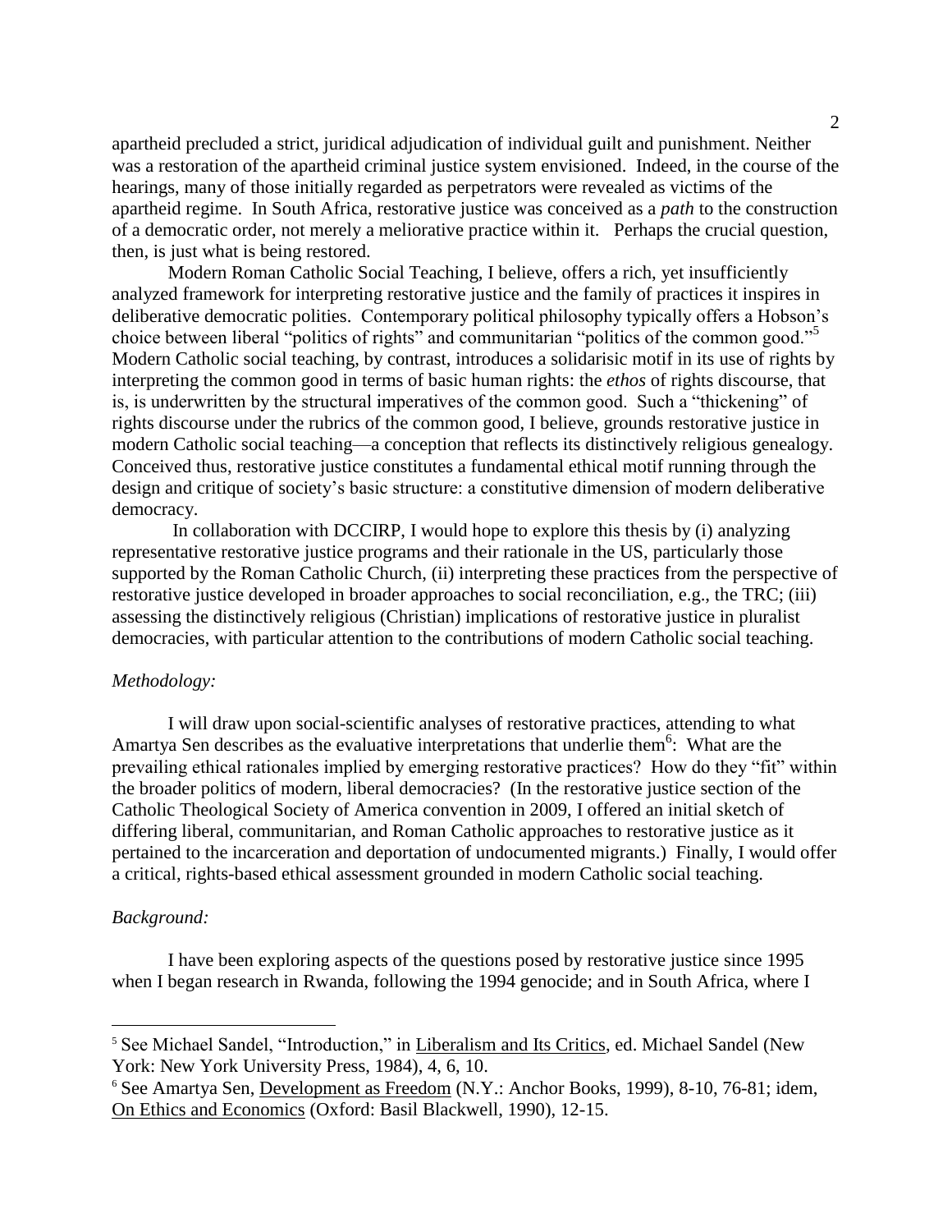apartheid precluded a strict, juridical adjudication of individual guilt and punishment. Neither was a restoration of the apartheid criminal justice system envisioned. Indeed, in the course of the hearings, many of those initially regarded as perpetrators were revealed as victims of the apartheid regime. In South Africa, restorative justice was conceived as a *path* to the construction of a democratic order, not merely a meliorative practice within it. Perhaps the crucial question, then, is just what is being restored.

Modern Roman Catholic Social Teaching, I believe, offers a rich, yet insufficiently analyzed framework for interpreting restorative justice and the family of practices it inspires in deliberative democratic polities. Contemporary political philosophy typically offers a Hobson's choice between liberal "politics of rights" and communitarian "politics of the common good."[5] Modern Catholic social teaching, by contrast, introduces a solidarisic motif in its use of rights by interpreting the common good in terms of basic human rights: the *ethos* of rights discourse, that is, is underwritten by the structural imperatives of the common good. Such a "thickening" of rights discourse under the rubrics of the common good, I believe, grounds restorative justice in modern Catholic social teaching—a conception that reflects its distinctively religious genealogy. Conceived thus, restorative justice constitutes a fundamental ethical motif running through the design and critique of society's basic structure: a constitutive dimension of modern deliberative democracy.

In collaboration with DCCIRP, I would hope to explore this thesis by (i) analyzing representative restorative justice programs and their rationale in the US, particularly those supported by the Roman Catholic Church, (ii) interpreting these practices from the perspective of restorative justice developed in broader approaches to social reconciliation, e.g., the TRC; (iii) assessing the distinctively religious (Christian) implications of restorative justice in pluralist democracies, with particular attention to the contributions of modern Catholic social teaching.

*Methodology:*

I will draw upon social-scientific analyses of restorative practices, attending to what Amartya Sen describes as the evaluative interpretations that underlie them[6]: What are the prevailing ethical rationales implied by emerging restorative practices? How do they "fit" within the broader politics of modern, liberal democracies? (In the restorative justice section of the Catholic Theological Society of America convention in 2009, I offered an initial sketch of differing liberal, communitarian, and Roman Catholic approaches to restorative justice as it pertained to the incarceration and deportation of undocumented migrants.) Finally, I would offer a critical, rights-based ethical assessment grounded in modern Catholic social teaching.

*Background:*

I have been exploring aspects of the questions posed by restorative justice since 1995 when I began research in Rwanda, following the 1994 genocide; and in South Africa, where I

---

[5] See Michael Sandel, "Introduction," in Liberalism and Its Critics, ed. Michael Sandel (New York: New York University Press, 1984), 4, 6, 10.

[6] See Amartya Sen, Development as Freedom (N.Y.: Anchor Books, 1999), 8-10, 76-81; idem, On Ethics and Economics (Oxford: Basil Blackwell, 1990), 12-15.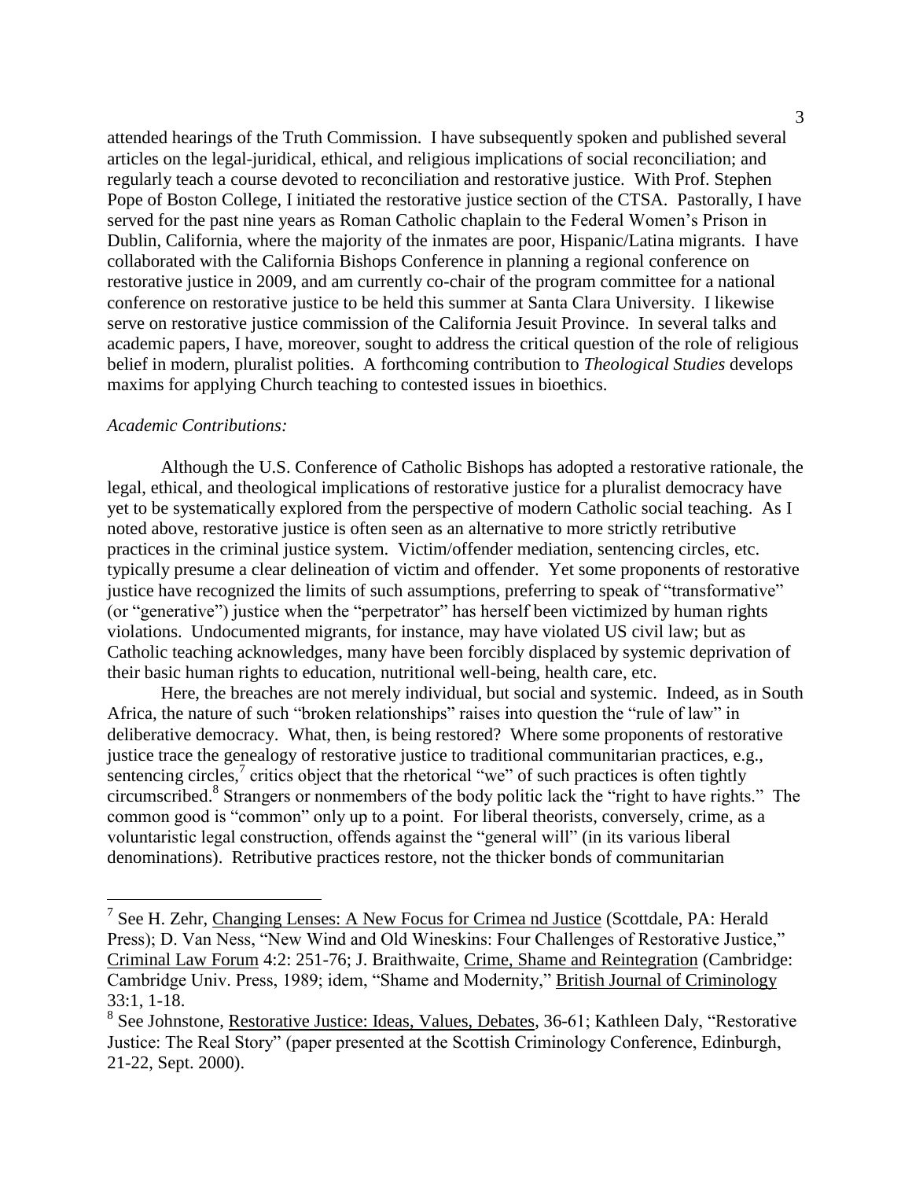attended hearings of the Truth Commission. I have subsequently spoken and published several articles on the legal-juridical, ethical, and religious implications of social reconciliation; and regularly teach a course devoted to reconciliation and restorative justice. With Prof. Stephen Pope of Boston College, I initiated the restorative justice section of the CTSA. Pastorally, I have served for the past nine years as Roman Catholic chaplain to the Federal Women's Prison in Dublin, California, where the majority of the inmates are poor, Hispanic/Latina migrants. I have collaborated with the California Bishops Conference in planning a regional conference on restorative justice in 2009, and am currently co-chair of the program committee for a national conference on restorative justice to be held this summer at Santa Clara University. I likewise serve on restorative justice commission of the California Jesuit Province. In several talks and academic papers, I have, moreover, sought to address the critical question of the role of religious belief in modern, pluralist polities. A forthcoming contribution to *Theological Studies* develops maxims for applying Church teaching to contested issues in bioethics.

*Academic Contributions:*

Although the U.S. Conference of Catholic Bishops has adopted a restorative rationale, the legal, ethical, and theological implications of restorative justice for a pluralist democracy have yet to be systematically explored from the perspective of modern Catholic social teaching. As I noted above, restorative justice is often seen as an alternative to more strictly retributive practices in the criminal justice system. Victim/offender mediation, sentencing circles, etc. typically presume a clear delineation of victim and offender. Yet some proponents of restorative justice have recognized the limits of such assumptions, preferring to speak of "transformative" (or "generative") justice when the "perpetrator" has herself been victimized by human rights violations. Undocumented migrants, for instance, may have violated US civil law; but as Catholic teaching acknowledges, many have been forcibly displaced by systemic deprivation of their basic human rights to education, nutritional well-being, health care, etc.

Here, the breaches are not merely individual, but social and systemic. Indeed, as in South Africa, the nature of such "broken relationships" raises into question the "rule of law" in deliberative democracy. What, then, is being restored? Where some proponents of restorative justice trace the genealogy of restorative justice to traditional communitarian practices, e.g., sentencing circles,[7] critics object that the rhetorical "we" of such practices is often tightly circumscribed.[8] Strangers or nonmembers of the body politic lack the "right to have rights." The common good is "common" only up to a point. For liberal theorists, conversely, crime, as a voluntaristic legal construction, offends against the "general will" (in its various liberal denominations). Retributive practices restore, not the thicker bonds of communitarian

---

[7] See H. Zehr, Changing Lenses: A New Focus for Crimea nd Justice (Scottdale, PA: Herald Press); D. Van Ness, "New Wind and Old Wineskins: Four Challenges of Restorative Justice," Criminal Law Forum 4:2: 251-76; J. Braithwaite, Crime, Shame and Reintegration (Cambridge: Cambridge Univ. Press, 1989; idem, "Shame and Modernity," British Journal of Criminology 33:1, 1-18.

[8] See Johnstone, Restorative Justice: Ideas, Values, Debates, 36-61; Kathleen Daly, "Restorative Justice: The Real Story" (paper presented at the Scottish Criminology Conference, Edinburgh, 21-22, Sept. 2000).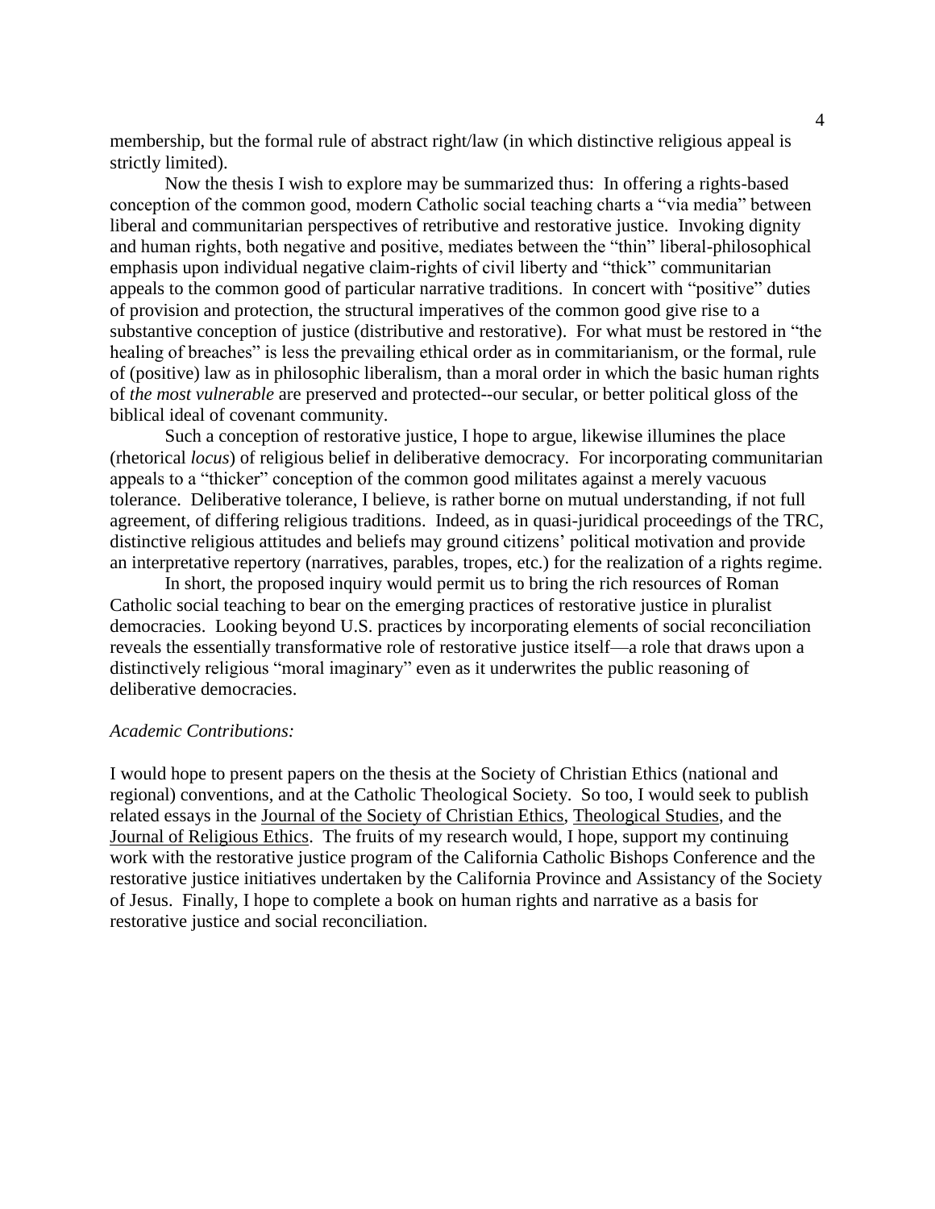membership, but the formal rule of abstract right/law (in which distinctive religious appeal is strictly limited).

Now the thesis I wish to explore may be summarized thus: In offering a rights-based conception of the common good, modern Catholic social teaching charts a "via media" between liberal and communitarian perspectives of retributive and restorative justice. Invoking dignity and human rights, both negative and positive, mediates between the "thin" liberal-philosophical emphasis upon individual negative claim-rights of civil liberty and "thick" communitarian appeals to the common good of particular narrative traditions. In concert with "positive" duties of provision and protection, the structural imperatives of the common good give rise to a substantive conception of justice (distributive and restorative). For what must be restored in "the healing of breaches" is less the prevailing ethical order as in commitarianism, or the formal, rule of (positive) law as in philosophic liberalism, than a moral order in which the basic human rights of *the most vulnerable* are preserved and protected--our secular, or better political gloss of the biblical ideal of covenant community.

Such a conception of restorative justice, I hope to argue, likewise illumines the place (rhetorical *locus*) of religious belief in deliberative democracy. For incorporating communitarian appeals to a "thicker" conception of the common good militates against a merely vacuous tolerance. Deliberative tolerance, I believe, is rather borne on mutual understanding, if not full agreement, of differing religious traditions. Indeed, as in quasi-juridical proceedings of the TRC, distinctive religious attitudes and beliefs may ground citizens' political motivation and provide an interpretative repertory (narratives, parables, tropes, etc.) for the realization of a rights regime.

In short, the proposed inquiry would permit us to bring the rich resources of Roman Catholic social teaching to bear on the emerging practices of restorative justice in pluralist democracies. Looking beyond U.S. practices by incorporating elements of social reconciliation reveals the essentially transformative role of restorative justice itself—a role that draws upon a distinctively religious "moral imaginary" even as it underwrites the public reasoning of deliberative democracies.

*Academic Contributions:*

I would hope to present papers on the thesis at the Society of Christian Ethics (national and regional) conventions, and at the Catholic Theological Society. So too, I would seek to publish related essays in the Journal of the Society of Christian Ethics, Theological Studies, and the Journal of Religious Ethics. The fruits of my research would, I hope, support my continuing work with the restorative justice program of the California Catholic Bishops Conference and the restorative justice initiatives undertaken by the California Province and Assistancy of the Society of Jesus. Finally, I hope to complete a book on human rights and narrative as a basis for restorative justice and social reconciliation.